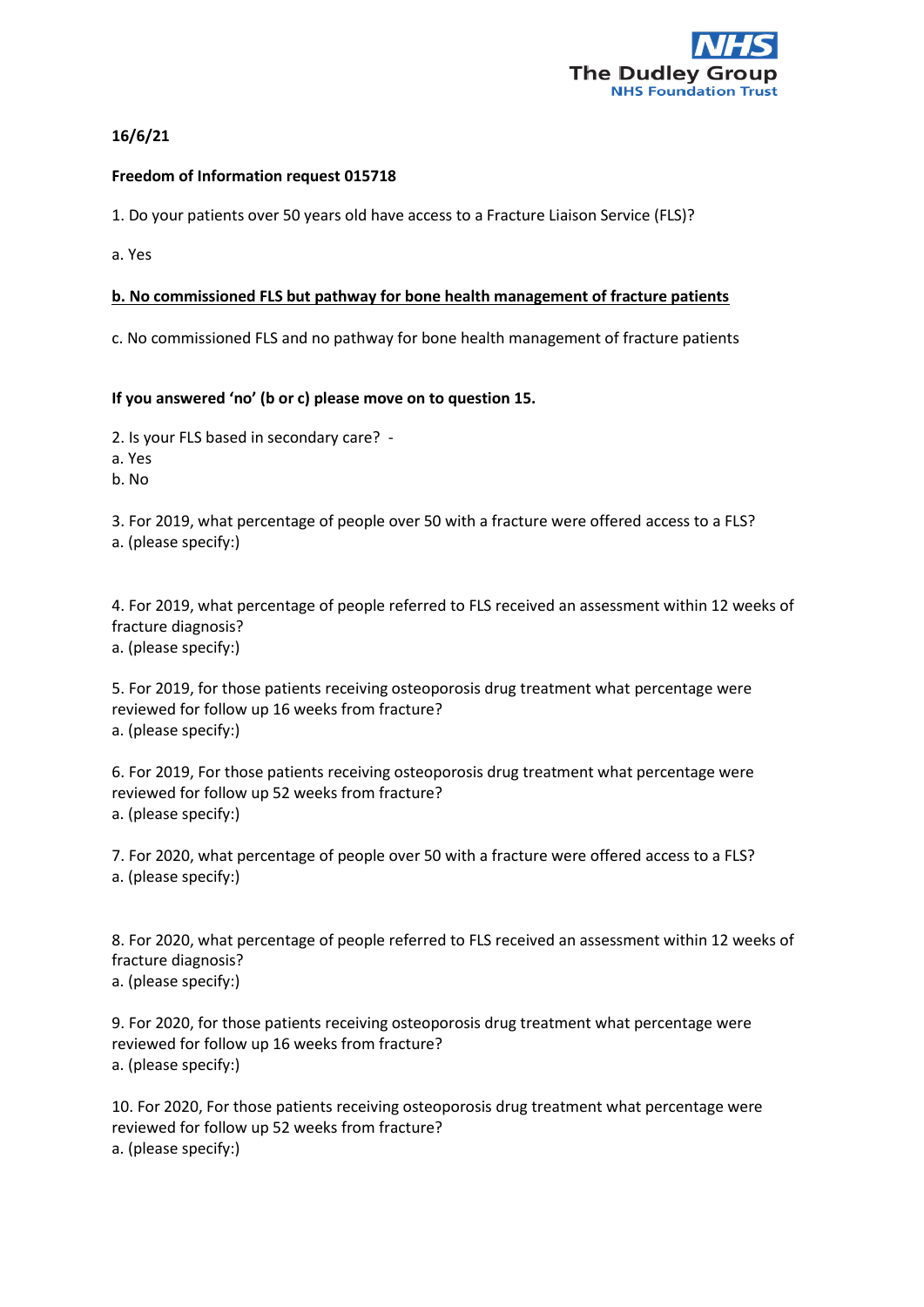**16/6/21**

**Freedom of Information request 015718**

1. Do your patients over 50 years old have access to a Fracture Liaison Service (FLS)?

a. Yes

**<u>b. No commissioned FLS but pathway for bone health management of fracture patients</u>**

c. No commissioned FLS and no pathway for bone health management of fracture patients

**If you answered 'no' (b or c) please move on to question 15.**

2. Is your FLS based in secondary care? -
a. Yes
b. No

3. For 2019, what percentage of people over 50 with a fracture were offered access to a FLS?
a. (please specify:)

4. For 2019, what percentage of people referred to FLS received an assessment within 12 weeks of fracture diagnosis?
a. (please specify:)

5. For 2019, for those patients receiving osteoporosis drug treatment what percentage were reviewed for follow up 16 weeks from fracture?
a. (please specify:)

6. For 2019, For those patients receiving osteoporosis drug treatment what percentage were reviewed for follow up 52 weeks from fracture?
a. (please specify:)

7. For 2020, what percentage of people over 50 with a fracture were offered access to a FLS?
a. (please specify:)

8. For 2020, what percentage of people referred to FLS received an assessment within 12 weeks of fracture diagnosis?
a. (please specify:)

9. For 2020, for those patients receiving osteoporosis drug treatment what percentage were reviewed for follow up 16 weeks from fracture?
a. (please specify:)

10. For 2020, For those patients receiving osteoporosis drug treatment what percentage were reviewed for follow up 52 weeks from fracture?
a. (please specify:)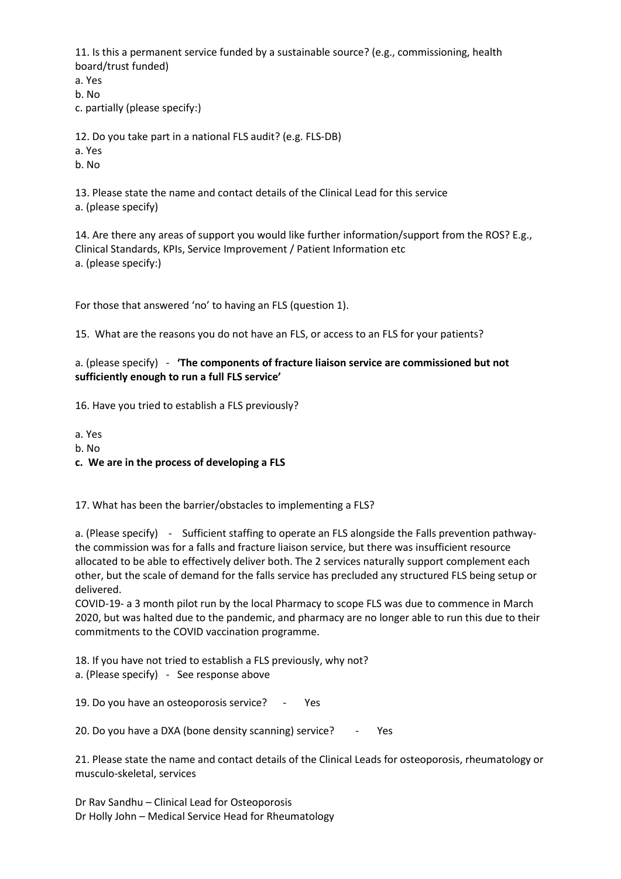11. Is this a permanent service funded by a sustainable source? (e.g., commissioning, health board/trust funded)

a. Yes

b. No

c. partially (please specify:)

12. Do you take part in a national FLS audit? (e.g. FLS-DB)

a. Yes

b. No

13. Please state the name and contact details of the Clinical Lead for this service

a. (please specify)

14. Are there any areas of support you would like further information/support from the ROS? E.g., Clinical Standards, KPIs, Service Improvement / Patient Information etc

a. (please specify:)

For those that answered 'no' to having an FLS (question 1).

15. What are the reasons you do not have an FLS, or access to an FLS for your patients?

a. (please specify) - **'The components of fracture liaison service are commissioned but not sufficiently enough to run a full FLS service'**

16. Have you tried to establish a FLS previously?

a. Yes

b. No

**c. We are in the process of developing a FLS**

17. What has been the barrier/obstacles to implementing a FLS?

a. (Please specify) - Sufficient staffing to operate an FLS alongside the Falls prevention pathway- the commission was for a falls and fracture liaison service, but there was insufficient resource allocated to be able to effectively deliver both. The 2 services naturally support complement each other, but the scale of demand for the falls service has precluded any structured FLS being setup or delivered.

COVID-19- a 3 month pilot run by the local Pharmacy to scope FLS was due to commence in March 2020, but was halted due to the pandemic, and pharmacy are no longer able to run this due to their commitments to the COVID vaccination programme.

18. If you have not tried to establish a FLS previously, why not?

a. (Please specify) - See response above

19. Do you have an osteoporosis service? - Yes

20. Do you have a DXA (bone density scanning) service? - Yes

21. Please state the name and contact details of the Clinical Leads for osteoporosis, rheumatology or musculo-skeletal, services

Dr Rav Sandhu – Clinical Lead for Osteoporosis

Dr Holly John – Medical Service Head for Rheumatology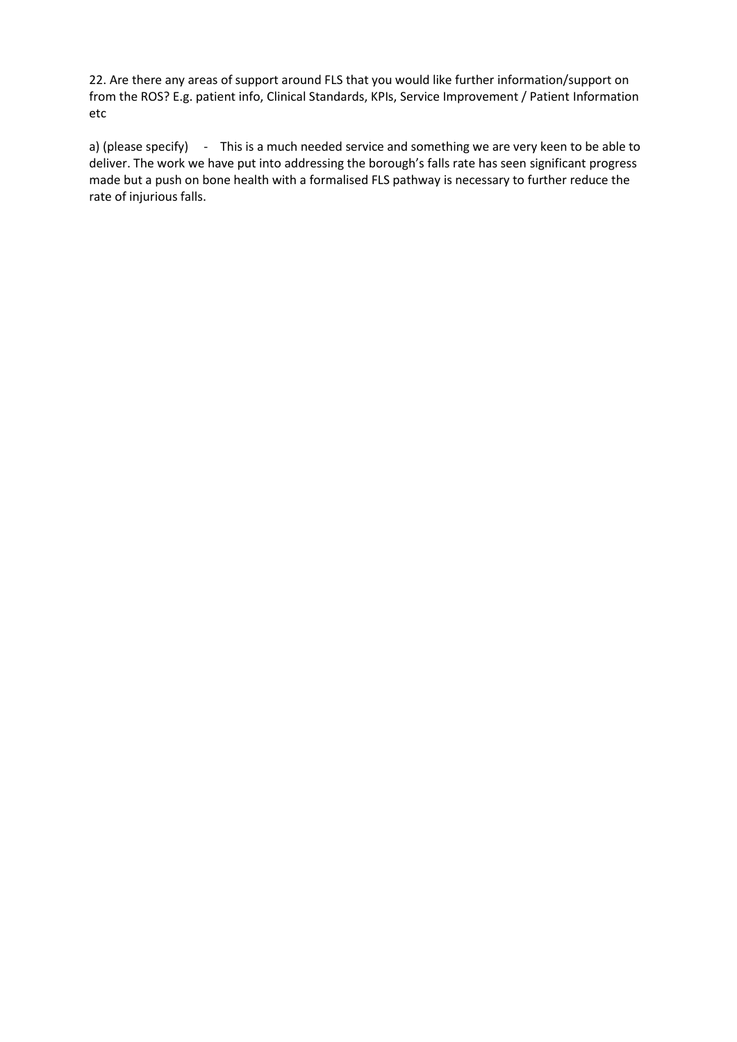22. Are there any areas of support around FLS that you would like further information/support on from the ROS? E.g. patient info, Clinical Standards, KPIs, Service Improvement / Patient Information etc

a) (please specify) - This is a much needed service and something we are very keen to be able to deliver. The work we have put into addressing the borough's falls rate has seen significant progress made but a push on bone health with a formalised FLS pathway is necessary to further reduce the rate of injurious falls.